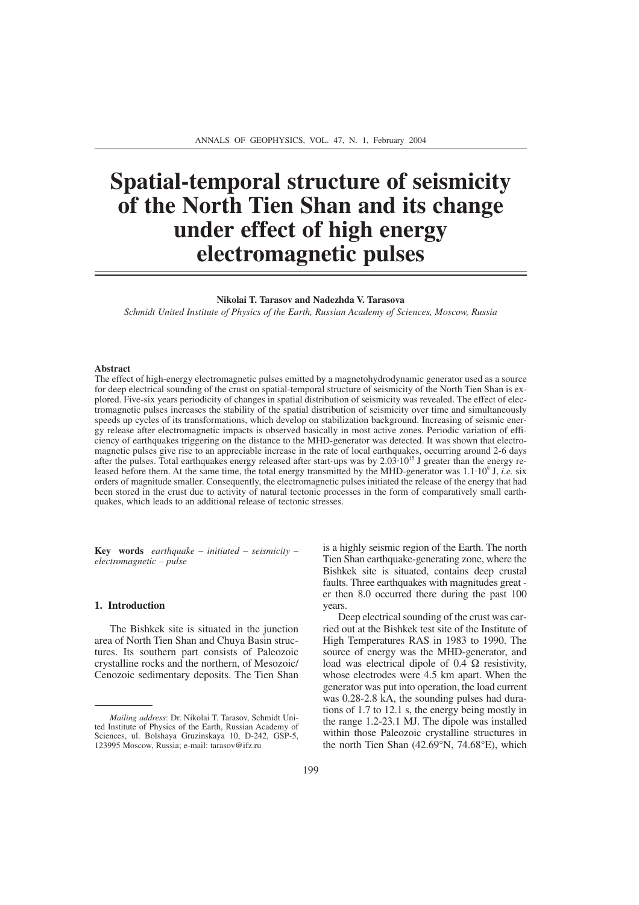# Spatial-temporal structure of seismicity of the North Tien Shan and its change under effect of high energy electromagnetic pulses

**Nikolai T. Tarasov and Nadezhda V. Tarasova**

*Schmidt United Institute of Physics of the Earth, Russian Academy of Sciences, Moscow, Russia*

**Abstract**

The effect of high-energy electromagnetic pulses emitted by a magnetohydrodynamic generator used as a source for deep electrical sounding of the crust on spatial-temporal structure of seismicity of the North Tien Shan is explored. Five-six years periodicity of changes in spatial distribution of seismicity was revealed. The effect of electromagnetic pulses increases the stability of the spatial distribution of seismicity over time and simultaneously speeds up cycles of its transformations, which develop on stabilization background. Increasing of seismic energy release after electromagnetic impacts is observed basically in most active zones. Periodic variation of efficiency of earthquakes triggering on the distance to the MHD-generator was detected. It was shown that electromagnetic pulses give rise to an appreciable increase in the rate of local earthquakes, occurring around 2-6 days after the pulses. Total earthquakes energy released after start-ups was by $2.03\cdot10^{15}$ J greater than the energy released before them. At the same time, the total energy transmitted by the MHD-generator was $1.1\cdot10^{9}$ J, *i.e.* six orders of magnitude smaller. Consequently, the electromagnetic pulses initiated the release of the energy that had been stored in the crust due to activity of natural tectonic processes in the form of comparatively small earthquakes, which leads to an additional release of tectonic stresses.

**Key words** *earthquake – initiated – seismicity – electromagnetic – pulse*

## 1. Introduction

The Bishkek site is situated in the junction area of North Tien Shan and Chuya Basin structures. Its southern part consists of Paleozoic crystalline rocks and the northern, of Mesozoic/Cenozoic sedimentary deposits. The Tien Shan is a highly seismic region of the Earth. The north Tien Shan earthquake-generating zone, where the Bishkek site is situated, contains deep crustal faults. Three earthquakes with magnitudes greater then 8.0 occurred there during the past 100 years.

Deep electrical sounding of the crust was carried out at the Bishkek test site of the Institute of High Temperatures RAS in 1983 to 1990. The source of energy was the MHD-generator, and load was electrical dipole of 0.4 Ω resistivity, whose electrodes were 4.5 km apart. When the generator was put into operation, the load current was 0.28-2.8 kA, the sounding pulses had durations of 1.7 to 12.1 s, the energy being mostly in the range 1.2-23.1 MJ. The dipole was installed within those Paleozoic crystalline structures in the north Tien Shan (42.69°N, 74.68°E), which

*Mailing address*: Dr. Nikolai T. Tarasov, Schmidt United Institute of Physics of the Earth, Russian Academy of Sciences, ul. Bolshaya Gruzinskaya 10, D-242, GSP-5, 123995 Moscow, Russia; e-mail: tarasov@ifz.ru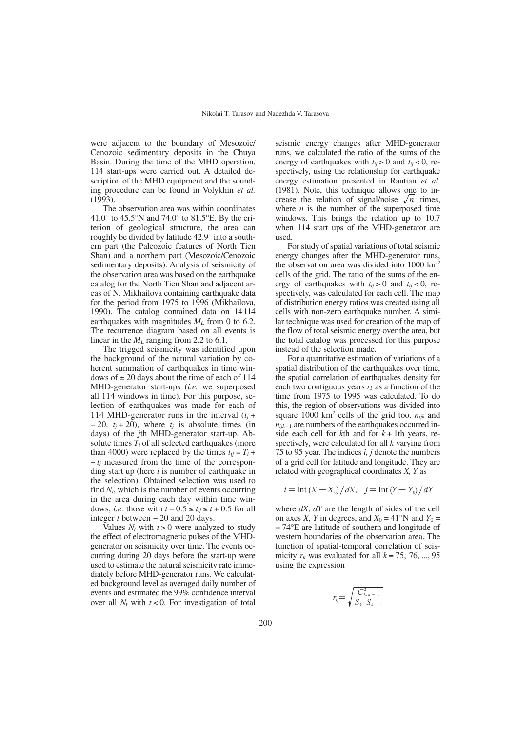were adjacent to the boundary of Mesozoic/Cenozoic sedimentary deposits in the Chuya Basin. During the time of the MHD operation, 114 start-ups were carried out. A detailed description of the MHD equipment and the sounding procedure can be found in Volykhin *et al.* (1993).

The observation area was within coordinates 41.0° to 45.5°N and 74.0° to 81.5°E. By the criterion of geological structure, the area can roughly be divided by latitude 42.9° into a southern part (the Paleozoic features of North Tien Shan) and a northern part (Mesozoic/Cenozoic sedimentary deposits). Analysis of seismicity of the observation area was based on the earthquake catalog for the North Tien Shan and adjacent areas of N. Mikhailova containing earthquake data for the period from 1975 to 1996 (Mikhailova, 1990). The catalog contained data on 14 114 earthquakes with magnitudes $M_L$ from 0 to 6.2. The recurrence diagram based on all events is linear in the $M_L$ ranging from 2.2 to 6.1.

The trigged seismicity was identified upon the background of the natural variation by coherent summation of earthquakes in time windows of ± 20 days about the time of each of 114 MHD-generator start-ups (*i.e.* we superposed all 114 windows in time). For this purpose, selection of earthquakes was made for each of 114 MHD-generator runs in the interval ($t_j$ + − 20, $t_j$ + 20), where $t_j$ is absolute times (in days) of the $j$th MHD-generator start-up. Absolute times $T_i$ of all selected earthquakes (more than 4000) were replaced by the times $t_{ij} = T_i + - t_j$ measured from the time of the corresponding start up (here $i$ is number of earthquake in the selection). Obtained selection was used to find $N_t$, which is the number of events occurring in the area during each day within time windows, *i.e.* those with $t - 0.5 \le t_{ij} \le t + 0.5$ for all integer $t$ between − 20 and 20 days.

Values $N_t$ with $t > 0$ were analyzed to study the effect of electromagnetic pulses of the MHD-generator on seismicity over time. The events occurring during 20 days before the start-up were used to estimate the natural seismicity rate immediately before MHD-generator runs. We calculated background level as averaged daily number of events and estimated the 99% confidence interval over all $N_t$ with $t < 0$. For investigation of total seismic energy changes after MHD-generator runs, we calculated the ratio of the sums of the energy of earthquakes with $t_{ij} > 0$ and $t_{ij} < 0$, respectively, using the relationship for earthquake energy estimation presented in Rautian *et al.* (1981). Note, this technique allows one to increase the relation of signal/noise $\sqrt{n}$ times, where $n$ is the number of the superposed time windows. This brings the relation up to 10.7 when 114 start ups of the MHD-generator are used.

For study of spatial variations of total seismic energy changes after the MHD-generator runs, the observation area was divided into 1000 km$^2$ cells of the grid. The ratio of the sums of the energy of earthquakes with $t_{ij} > 0$ and $t_{ij} < 0$, respectively, was calculated for each cell. The map of distribution energy ratios was created using all cells with non-zero earthquake number. A similar technique was used for creation of the map of the flow of total seismic energy over the area, but the total catalog was processed for this purpose instead of the selection made.

For a quantitative estimation of variations of a spatial distribution of the earthquakes over time, the spatial correlation of earthquakes density for each two contiguous years $r_k$ as a function of the time from 1975 to 1995 was calculated. To do this, the region of observations was divided into square 1000 km$^2$ cells of the grid too. $n_{ijk}$ and $n_{ijk+1}$ are numbers of the earthquakes occurred inside each cell for $k$th and for $k + 1$th years, respectively, were calculated for all $k$ varying from 75 to 95 year. The indices $i, j$ denote the numbers of a grid cell for latitude and longitude. They are related with geographical coordinates $X, Y$ as

$$i = \mathrm{Int}\,(X - X_0)/dX, \quad j = \mathrm{Int}\,(Y - Y_0)/dY$$

where $dX$, $dY$ are the length of sides of the cell on axes $X$, $Y$ in degrees, and $X_0$ = 41°N and $Y_0$ = = 74°E are latitude of southern and longitude of western boundaries of the observation area. The function of spatial-temporal correlation of seismicity $r_k$ was evaluated for all $k$ = 75, 76, ..., 95 using the expression

$$r_k = \sqrt{\frac{C^2_{k,\,k+1}}{S_k \cdot S_{k+1}}}$$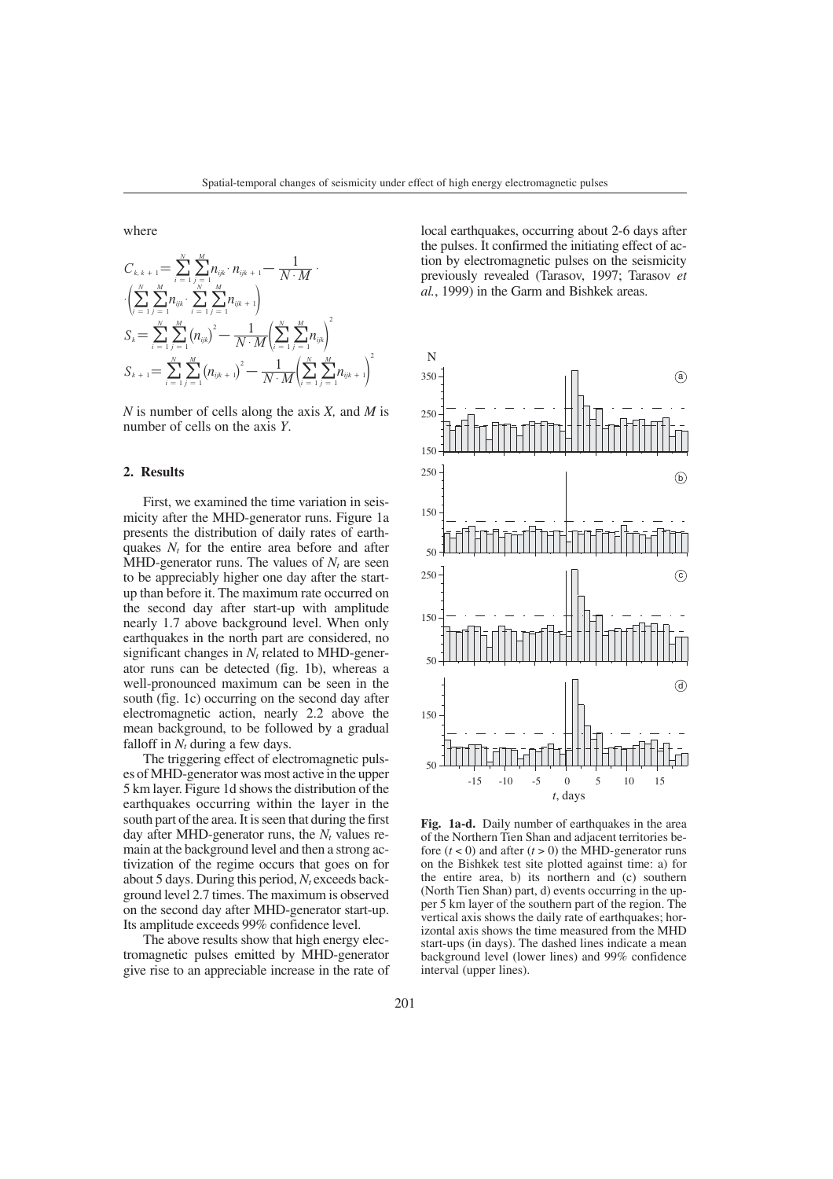where

$$C_{k,k+1} = \sum_{i=1}^{N}\sum_{j=1}^{M} n_{ijk} \cdot n_{ijk+1} - \frac{1}{N \cdot M} \cdot$$
$$\cdot \left( \sum_{i=1}^{N}\sum_{j=1}^{M} n_{ijk} \cdot \sum_{i=1}^{N}\sum_{j=1}^{M} n_{ijk+1} \right)$$
$$S_k = \sum_{i=1}^{N}\sum_{j=1}^{M} (n_{ijk})^2 - \frac{1}{N \cdot M}\left( \sum_{i=1}^{N}\sum_{j=1}^{M} n_{ijk} \right)^2$$
$$S_{k+1} = \sum_{i=1}^{N}\sum_{j=1}^{M} (n_{ijk+1})^2 - \frac{1}{N \cdot M}\left( \sum_{i=1}^{N}\sum_{j=1}^{M} n_{ijk+1} \right)^2$$

$N$ is number of cells along the axis $X$, and $M$ is number of cells on the axis $Y$.

## 2. Results

First, we examined the time variation in seismicity after the MHD-generator runs. Figure 1a presents the distribution of daily rates of earthquakes $N_t$ for the entire area before and after MHD-generator runs. The values of $N_t$ are seen to be appreciably higher one day after the start-up than before it. The maximum rate occurred on the second day after start-up with amplitude nearly 1.7 above background level. When only earthquakes in the north part are considered, no significant changes in $N_t$ related to MHD-generator runs can be detected (fig. 1b), whereas a well-pronounced maximum can be seen in the south (fig. 1c) occurring on the second day after electromagnetic action, nearly 2.2 above the mean background, to be followed by a gradual falloff in $N_t$ during a few days.

The triggering effect of electromagnetic pulses of MHD-generator was most active in the upper 5 km layer. Figure 1d shows the distribution of the earthquakes occurring within the layer in the south part of the area. It is seen that during the first day after MHD-generator runs, the $N_t$ values remain at the background level and then a strong activization of the regime occurs that goes on for about 5 days. During this period, $N_t$ exceeds background level 2.7 times. The maximum is observed on the second day after MHD-generator start-up. Its amplitude exceeds 99% confidence level.

The above results show that high energy electromagnetic pulses emitted by MHD-generator give rise to an appreciable increase in the rate of local earthquakes, occurring about 2-6 days after the pulses. It confirmed the initiating effect of action by electromagnetic pulses on the seismicity previously revealed (Tarasov, 1997; Tarasov *et al.*, 1999) in the Garm and Bishkek areas.

**Fig. 1a-d.** Daily number of earthquakes in the area of the Northern Tien Shan and adjacent territories before ($t < 0$) and after ($t > 0$) the MHD-generator runs on the Bishkek test site plotted against time: a) for the entire area, b) its northern and (c) southern (North Tien Shan) part, d) events occurring in the upper 5 km layer of the southern part of the region. The vertical axis shows the daily rate of earthquakes; horizontal axis shows the time measured from the MHD start-ups (in days). The dashed lines indicate a mean background level (lower lines) and 99% confidence interval (upper lines).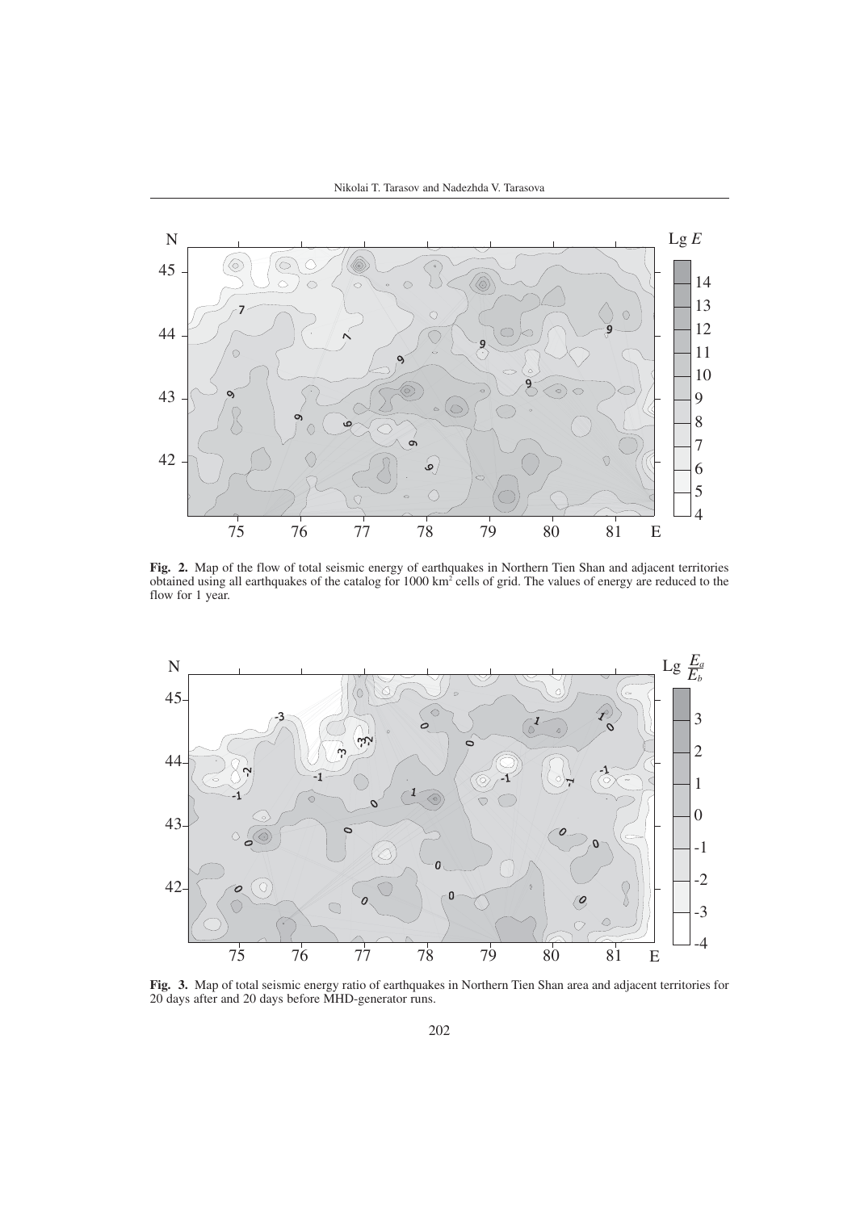**Fig. 2.** Map of the flow of total seismic energy of earthquakes in Northern Tien Shan and adjacent territories obtained using all earthquakes of the catalog for 1000 km$^2$ cells of grid. The values of energy are reduced to the flow for 1 year.

**Fig. 3.** Map of total seismic energy ratio of earthquakes in Northern Tien Shan area and adjacent territories for 20 days after and 20 days before MHD-generator runs.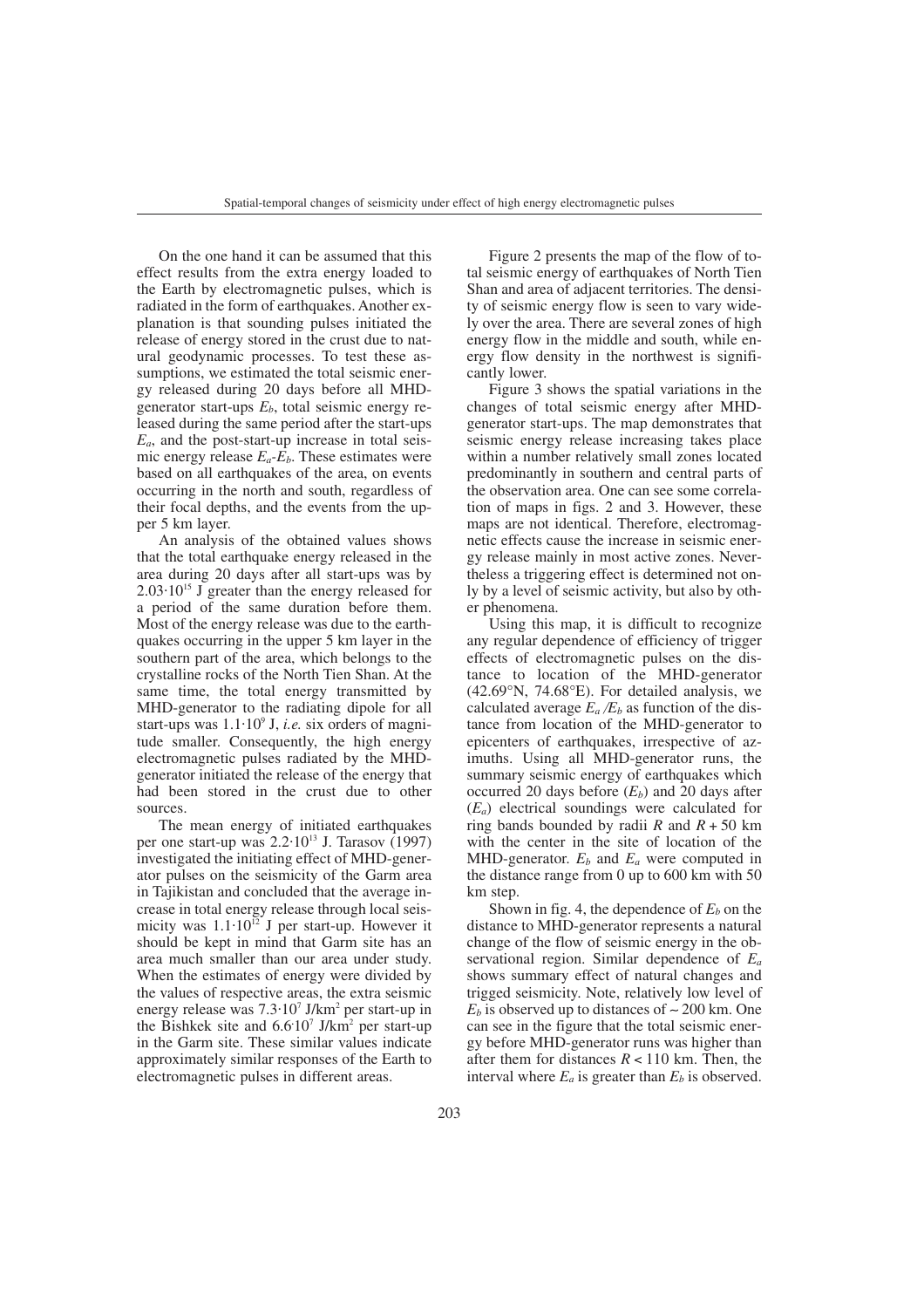On the one hand it can be assumed that this effect results from the extra energy loaded to the Earth by electromagnetic pulses, which is radiated in the form of earthquakes. Another explanation is that sounding pulses initiated the release of energy stored in the crust due to natural geodynamic processes. To test these assumptions, we estimated the total seismic energy released during 20 days before all MHD-generator start-ups $E_b$, total seismic energy released during the same period after the start-ups $E_a$, and the post-start-up increase in total seismic energy release $E_a$-$E_b$. These estimates were based on all earthquakes of the area, on events occurring in the north and south, regardless of their focal depths, and the events from the upper 5 km layer.

An analysis of the obtained values shows that the total earthquake energy released in the area during 20 days after all start-ups was by $2.03 \cdot 10^{15}$ J greater than the energy released for a period of the same duration before them. Most of the energy release was due to the earthquakes occurring in the upper 5 km layer in the southern part of the area, which belongs to the crystalline rocks of the North Tien Shan. At the same time, the total energy transmitted by MHD-generator to the radiating dipole for all start-ups was $1.1 \cdot 10^9$ J, *i.e.* six orders of magnitude smaller. Consequently, the high energy electromagnetic pulses radiated by the MHD-generator initiated the release of the energy that had been stored in the crust due to other sources.

The mean energy of initiated earthquakes per one start-up was $2.2 \cdot 10^{13}$ J. Tarasov (1997) investigated the initiating effect of MHD-generator pulses on the seismicity of the Garm area in Tajikistan and concluded that the average increase in total energy release through local seismicity was $1.1 \cdot 10^{12}$ J per start-up. However it should be kept in mind that Garm site has an area much smaller than our area under study. When the estimates of energy were divided by the values of respective areas, the extra seismic energy release was $7.3 \cdot 10^7$ J/km$^2$ per start-up in the Bishkek site and $6.6 \cdot 10^7$ J/km$^2$ per start-up in the Garm site. These similar values indicate approximately similar responses of the Earth to electromagnetic pulses in different areas.

Figure 2 presents the map of the flow of total seismic energy of earthquakes of North Tien Shan and area of adjacent territories. The density of seismic energy flow is seen to vary widely over the area. There are several zones of high energy flow in the middle and south, while energy flow density in the northwest is significantly lower.

Figure 3 shows the spatial variations in the changes of total seismic energy after MHD-generator start-ups. The map demonstrates that seismic energy release increasing takes place within a number relatively small zones located predominantly in southern and central parts of the observation area. One can see some correlation of maps in figs. 2 and 3. However, these maps are not identical. Therefore, electromagnetic effects cause the increase in seismic energy release mainly in most active zones. Nevertheless a triggering effect is determined not only by a level of seismic activity, but also by other phenomena.

Using this map, it is difficult to recognize any regular dependence of efficiency of trigger effects of electromagnetic pulses on the distance to location of the MHD-generator (42.69°N, 74.68°E). For detailed analysis, we calculated average $E_a/E_b$ as function of the distance from location of the MHD-generator to epicenters of earthquakes, irrespective of azimuths. Using all MHD-generator runs, the summary seismic energy of earthquakes which occurred 20 days before ($E_b$) and 20 days after ($E_a$) electrical soundings were calculated for ring bands bounded by radii $R$ and $R + 50$ km with the center in the site of location of the MHD-generator. $E_b$ and $E_a$ were computed in the distance range from 0 up to 600 km with 50 km step.

Shown in fig. 4, the dependence of $E_b$ on the distance to MHD-generator represents a natural change of the flow of seismic energy in the observational region. Similar dependence of $E_a$ shows summary effect of natural changes and trigged seismicity. Note, relatively low level of $E_b$ is observed up to distances of $\sim 200$ km. One can see in the figure that the total seismic energy before MHD-generator runs was higher than after them for distances $R < 110$ km. Then, the interval where $E_a$ is greater than $E_b$ is observed.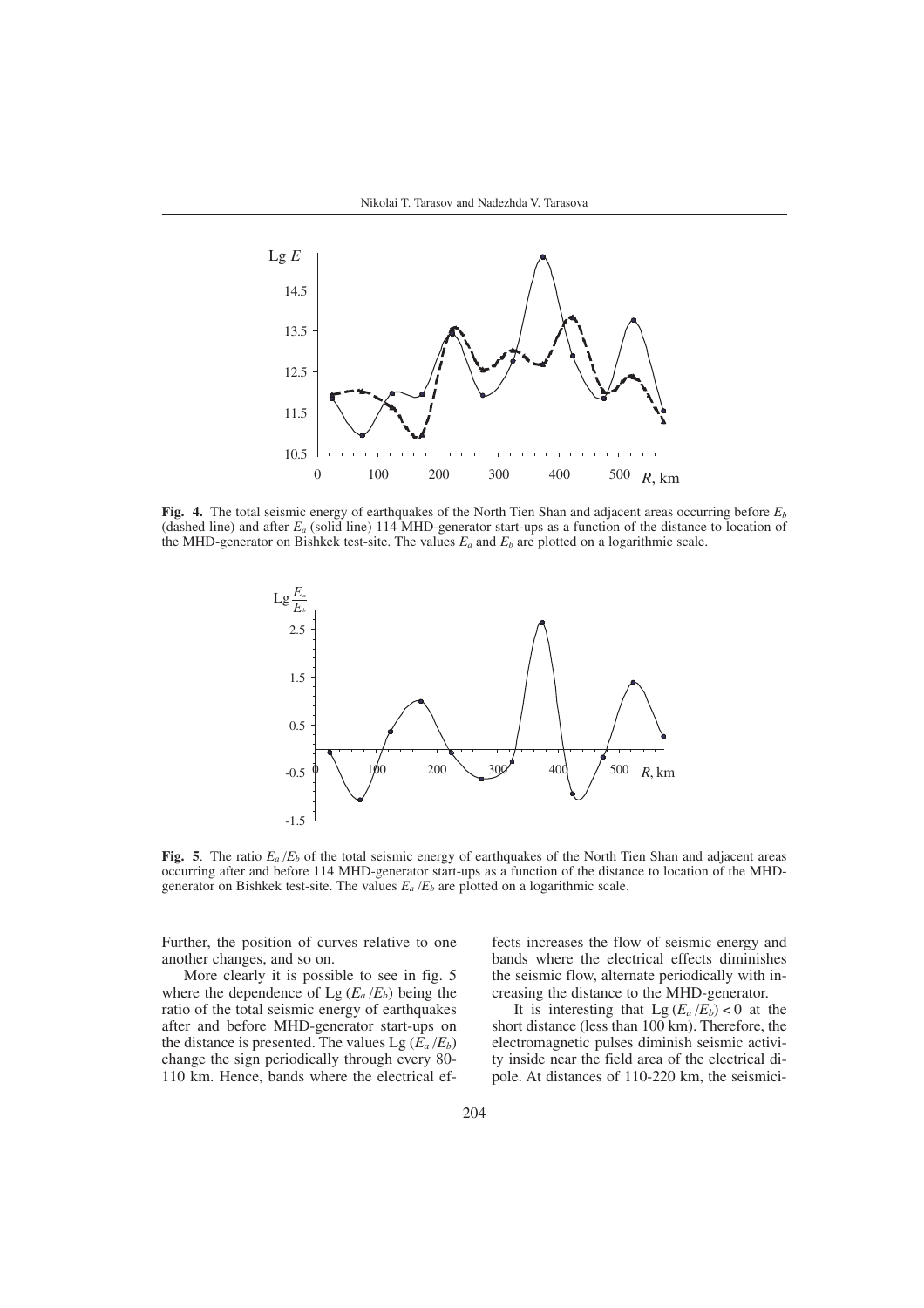**Fig. 4.** The total seismic energy of earthquakes of the North Tien Shan and adjacent areas occurring before $E_b$ (dashed line) and after $E_a$ (solid line) 114 MHD-generator start-ups as a function of the distance to location of the MHD-generator on Bishkek test-site. The values $E_a$ and $E_b$ are plotted on a logarithmic scale.

**Fig. 5**. The ratio $E_a/E_b$ of the total seismic energy of earthquakes of the North Tien Shan and adjacent areas occurring after and before 114 MHD-generator start-ups as a function of the distance to location of the MHD-generator on Bishkek test-site. The values $E_a/E_b$ are plotted on a logarithmic scale.

Further, the position of curves relative to one another changes, and so on.

More clearly it is possible to see in fig. 5 where the dependence of Lg $(E_a/E_b)$ being the ratio of the total seismic energy of earthquakes after and before MHD-generator start-ups on the distance is presented. The values Lg $(E_a/E_b)$ change the sign periodically through every 80-110 km. Hence, bands where the electrical effects increases the flow of seismic energy and bands where the electrical effects diminishes the seismic flow, alternate periodically with increasing the distance to the MHD-generator.

It is interesting that Lg $(E_a/E_b) < 0$ at the short distance (less than 100 km). Therefore, the electromagnetic pulses diminish seismic activity inside near the field area of the electrical dipole. At distances of 110-220 km, the seismici-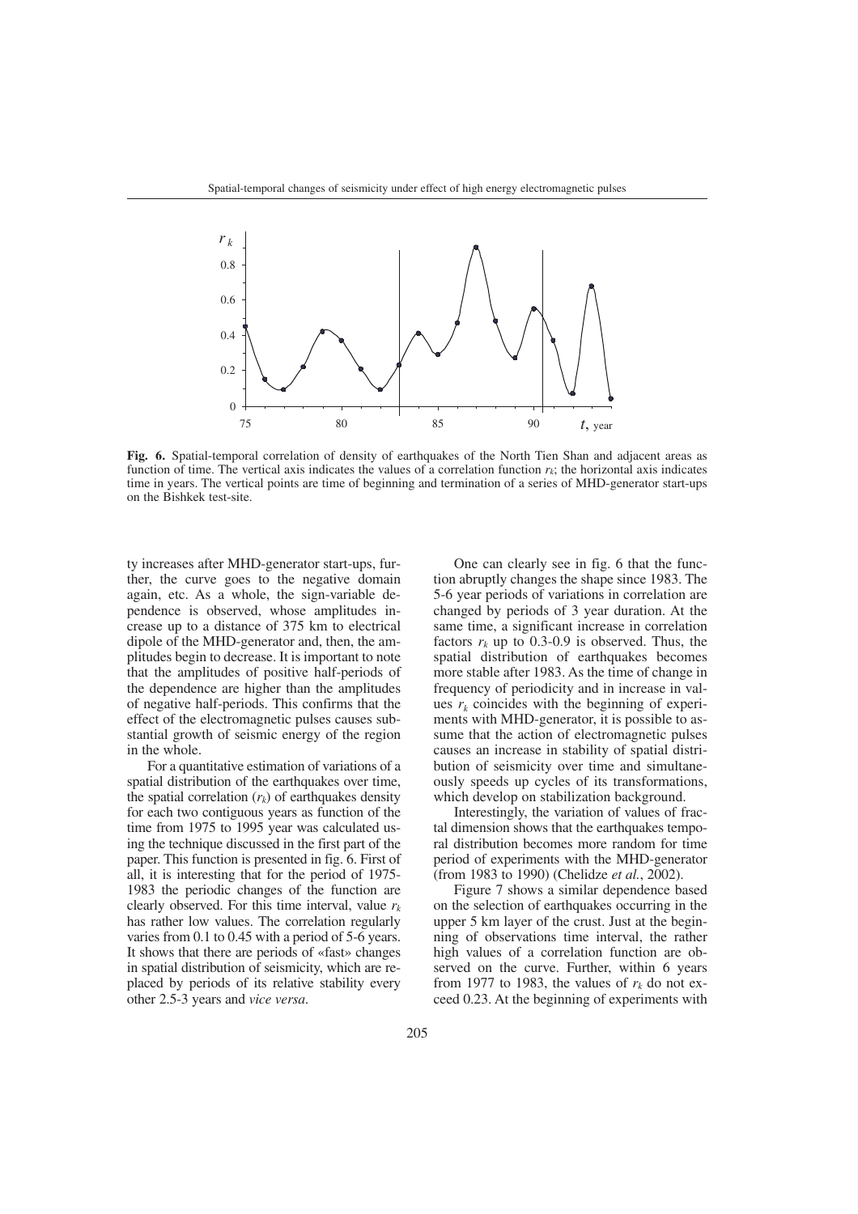**Fig. 6.** Spatial-temporal correlation of density of earthquakes of the North Tien Shan and adjacent areas as function of time. The vertical axis indicates the values of a correlation function $r_k$; the horizontal axis indicates time in years. The vertical points are time of beginning and termination of a series of MHD-generator start-ups on the Bishkek test-site.

ty increases after MHD-generator start-ups, further, the curve goes to the negative domain again, etc. As a whole, the sign-variable dependence is observed, whose amplitudes increase up to a distance of 375 km to electrical dipole of the MHD-generator and, then, the amplitudes begin to decrease. It is important to note that the amplitudes of positive half-periods of the dependence are higher than the amplitudes of negative half-periods. This confirms that the effect of the electromagnetic pulses causes substantial growth of seismic energy of the region in the whole.

For a quantitative estimation of variations of a spatial distribution of the earthquakes over time, the spatial correlation ($r_k$) of earthquakes density for each two contiguous years as function of the time from 1975 to 1995 year was calculated using the technique discussed in the first part of the paper. This function is presented in fig. 6. First of all, it is interesting that for the period of 1975-1983 the periodic changes of the function are clearly observed. For this time interval, value $r_k$ has rather low values. The correlation regularly varies from 0.1 to 0.45 with a period of 5-6 years. It shows that there are periods of «fast» changes in spatial distribution of seismicity, which are replaced by periods of its relative stability every other 2.5-3 years and *vice versa*.

One can clearly see in fig. 6 that the function abruptly changes the shape since 1983. The 5-6 year periods of variations in correlation are changed by periods of 3 year duration. At the same time, a significant increase in correlation factors $r_k$ up to 0.3-0.9 is observed. Thus, the spatial distribution of earthquakes becomes more stable after 1983. As the time of change in frequency of periodicity and in increase in values $r_k$ coincides with the beginning of experiments with MHD-generator, it is possible to assume that the action of electromagnetic pulses causes an increase in stability of spatial distribution of seismicity over time and simultaneously speeds up cycles of its transformations, which develop on stabilization background.

Interestingly, the variation of values of fractal dimension shows that the earthquakes temporal distribution becomes more random for time period of experiments with the MHD-generator (from 1983 to 1990) (Chelidze *et al.*, 2002).

Figure 7 shows a similar dependence based on the selection of earthquakes occurring in the upper 5 km layer of the crust. Just at the beginning of observations time interval, the rather high values of a correlation function are observed on the curve. Further, within 6 years from 1977 to 1983, the values of $r_k$ do not exceed 0.23. At the beginning of experiments with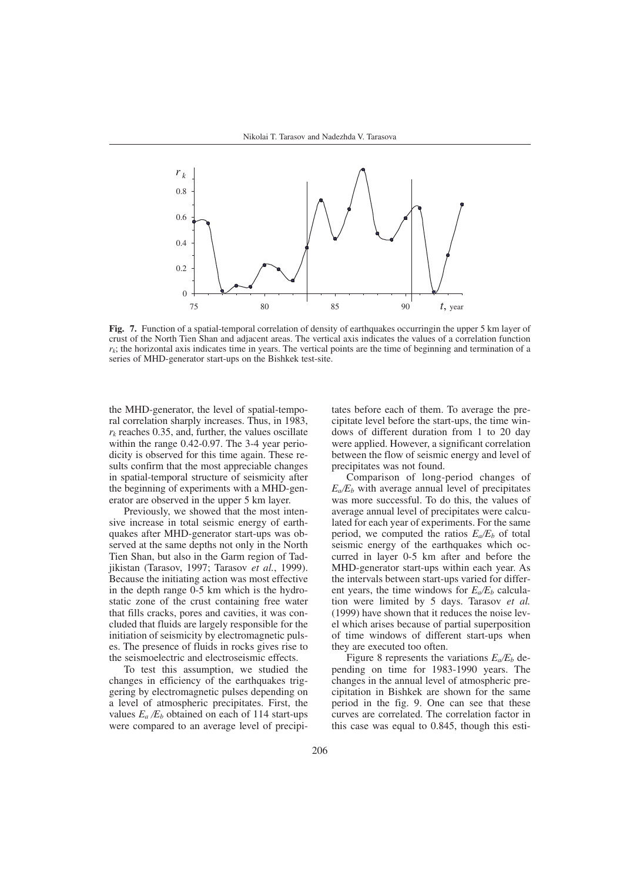**Fig. 7.** Function of a spatial-temporal correlation of density of earthquakes occurringin the upper 5 km layer of crust of the North Tien Shan and adjacent areas. The vertical axis indicates the values of a correlation function $r_k$; the horizontal axis indicates time in years. The vertical points are the time of beginning and termination of a series of MHD-generator start-ups on the Bishkek test-site.

the MHD-generator, the level of spatial-temporal correlation sharply increases. Thus, in 1983, $r_k$ reaches 0.35, and, further, the values oscillate within the range 0.42-0.97. The 3-4 year periodicity is observed for this time again. These results confirm that the most appreciable changes in spatial-temporal structure of seismicity after the beginning of experiments with a MHD-generator are observed in the upper 5 km layer.

Previously, we showed that the most intensive increase in total seismic energy of earthquakes after MHD-generator start-ups was observed at the same depths not only in the North Tien Shan, but also in the Garm region of Tadjikistan (Tarasov, 1997; Tarasov *et al.*, 1999). Because the initiating action was most effective in the depth range 0-5 km which is the hydrostatic zone of the crust containing free water that fills cracks, pores and cavities, it was concluded that fluids are largely responsible for the initiation of seismicity by electromagnetic pulses. The presence of fluids in rocks gives rise to the seismoelectric and electroseismic effects.

To test this assumption, we studied the changes in efficiency of the earthquakes triggering by electromagnetic pulses depending on a level of atmospheric precipitates. First, the values $E_a/E_b$ obtained on each of 114 start-ups were compared to an average level of precipitates before each of them. To average the precipitate level before the start-ups, the time windows of different duration from 1 to 20 day were applied. However, a significant correlation between the flow of seismic energy and level of precipitates was not found.

Comparison of long-period changes of $E_a/E_b$ with average annual level of precipitates was more successful. To do this, the values of average annual level of precipitates were calculated for each year of experiments. For the same period, we computed the ratios $E_a/E_b$ of total seismic energy of the earthquakes which occurred in layer 0-5 km after and before the MHD-generator start-ups within each year. As the intervals between start-ups varied for different years, the time windows for $E_a/E_b$ calculation were limited by 5 days. Tarasov *et al.* (1999) have shown that it reduces the noise level which arises because of partial superposition of time windows of different start-ups when they are executed too often.

Figure 8 represents the variations $E_a/E_b$ depending on time for 1983-1990 years. The changes in the annual level of atmospheric precipitation in Bishkek are shown for the same period in the fig. 9. One can see that these curves are correlated. The correlation factor in this case was equal to 0.845, though this esti-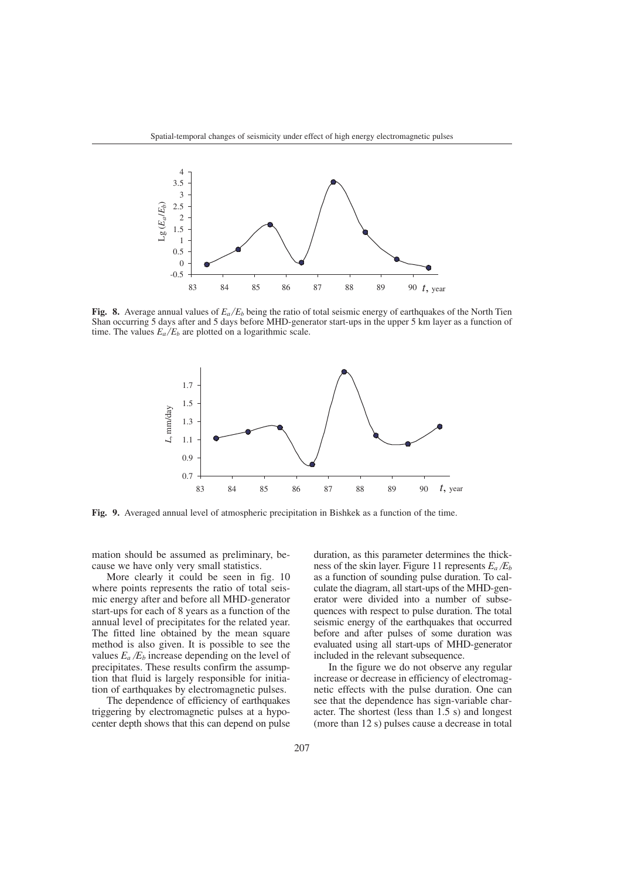**Fig. 8.** Average annual values of $E_a/E_b$ being the ratio of total seismic energy of earthquakes of the North Tien Shan occurring 5 days after and 5 days before MHD-generator start-ups in the upper 5 km layer as a function of time. The values $E_a/E_b$ are plotted on a logarithmic scale.

**Fig. 9.** Averaged annual level of atmospheric precipitation in Bishkek as a function of the time.

mation should be assumed as preliminary, because we have only very small statistics.

More clearly it could be seen in fig. 10 where points represents the ratio of total seismic energy after and before all MHD-generator start-ups for each of 8 years as a function of the annual level of precipitates for the related year. The fitted line obtained by the mean square method is also given. It is possible to see the values $E_a/E_b$ increase depending on the level of precipitates. These results confirm the assumption that fluid is largely responsible for initiation of earthquakes by electromagnetic pulses.

The dependence of efficiency of earthquakes triggering by electromagnetic pulses at a hypocenter depth shows that this can depend on pulse duration, as this parameter determines the thickness of the skin layer. Figure 11 represents $E_a/E_b$ as a function of sounding pulse duration. To calculate the diagram, all start-ups of the MHD-generator were divided into a number of subsequences with respect to pulse duration. The total seismic energy of the earthquakes that occurred before and after pulses of some duration was evaluated using all start-ups of MHD-generator included in the relevant subsequence.

In the figure we do not observe any regular increase or decrease in efficiency of electromagnetic effects with the pulse duration. One can see that the dependence has sign-variable character. The shortest (less than 1.5 s) and longest (more than 12 s) pulses cause a decrease in total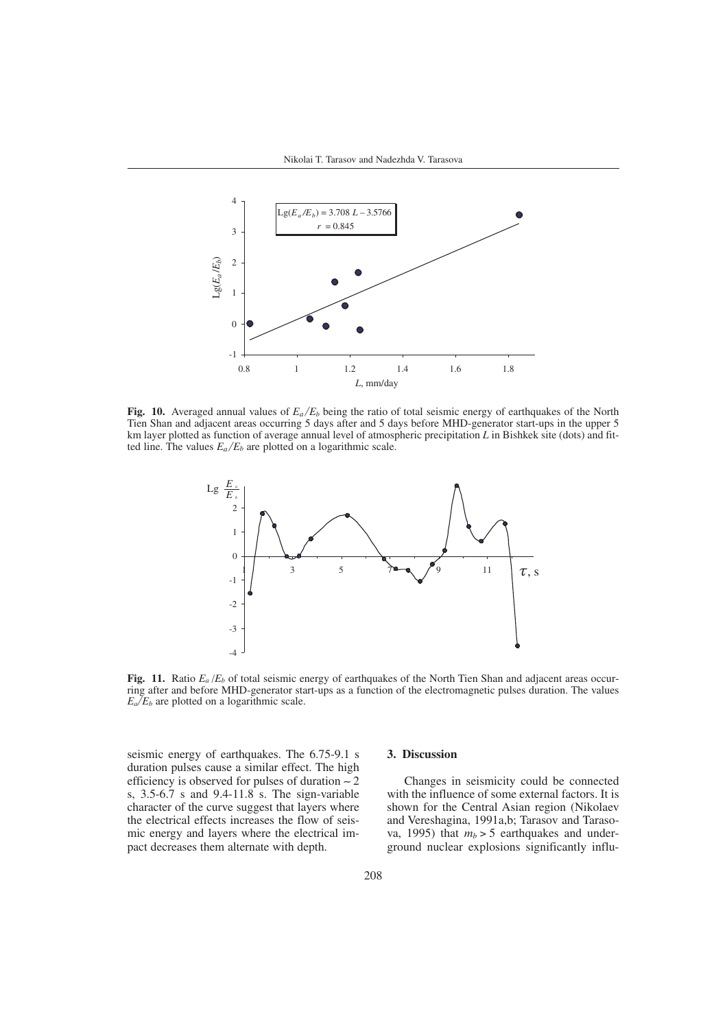**Fig. 10.** Averaged annual values of $E_a/E_b$ being the ratio of total seismic energy of earthquakes of the North Tien Shan and adjacent areas occurring 5 days after and 5 days before MHD-generator start-ups in the upper 5 km layer plotted as function of average annual level of atmospheric precipitation $L$ in Bishkek site (dots) and fitted line. The values $E_a/E_b$ are plotted on a logarithmic scale.

**Fig. 11.** Ratio $E_a/E_b$ of total seismic energy of earthquakes of the North Tien Shan and adjacent areas occurring after and before MHD-generator start-ups as a function of the electromagnetic pulses duration. The values $E_a/E_b$ are plotted on a logarithmic scale.

seismic energy of earthquakes. The 6.75-9.1 s duration pulses cause a similar effect. The high efficiency is observed for pulses of duration ~ 2 s, 3.5-6.7 s and 9.4-11.8 s. The sign-variable character of the curve suggest that layers where the electrical effects increases the flow of seismic energy and layers where the electrical impact decreases them alternate with depth.

## 3. Discussion

Changes in seismicity could be connected with the influence of some external factors. It is shown for the Central Asian region (Nikolaev and Vereshagina, 1991a,b; Tarasov and Tarasova, 1995) that $m_b > 5$ earthquakes and underground nuclear explosions significantly influ-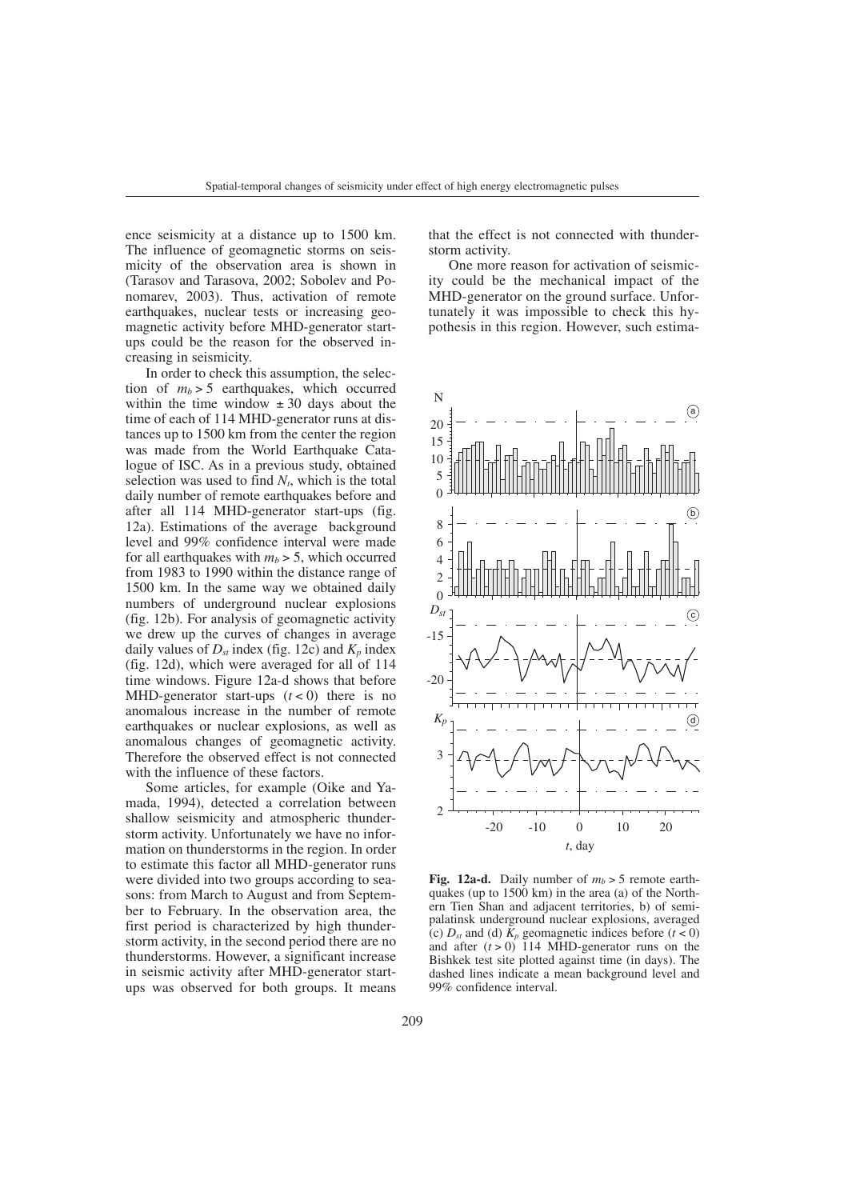ence seismicity at a distance up to 1500 km. The influence of geomagnetic storms on seismicity of the observation area is shown in (Tarasov and Tarasova, 2002; Sobolev and Ponomarev, 2003). Thus, activation of remote earthquakes, nuclear tests or increasing geomagnetic activity before MHD-generator start-ups could be the reason for the observed increasing in seismicity.

In order to check this assumption, the selection of $m_b > 5$ earthquakes, which occurred within the time window $\pm 30$ days about the time of each of 114 MHD-generator runs at distances up to 1500 km from the center the region was made from the World Earthquake Catalogue of ISC. As in a previous study, obtained selection was used to find $N_t$, which is the total daily number of remote earthquakes before and after all 114 MHD-generator start-ups (fig. 12a). Estimations of the average background level and 99% confidence interval were made for all earthquakes with $m_b > 5$, which occurred from 1983 to 1990 within the distance range of 1500 km. In the same way we obtained daily numbers of underground nuclear explosions (fig. 12b). For analysis of geomagnetic activity we drew up the curves of changes in average daily values of $D_{st}$ index (fig. 12c) and $K_p$ index (fig. 12d), which were averaged for all of 114 time windows. Figure 12a-d shows that before MHD-generator start-ups ($t < 0$) there is no anomalous increase in the number of remote earthquakes or nuclear explosions, as well as anomalous changes of geomagnetic activity. Therefore the observed effect is not connected with the influence of these factors.

Some articles, for example (Oike and Yamada, 1994), detected a correlation between shallow seismicity and atmospheric thunderstorm activity. Unfortunately we have no information on thunderstorms in the region. In order to estimate this factor all MHD-generator runs were divided into two groups according to seasons: from March to August and from September to February. In the observation area, the first period is characterized by high thunderstorm activity, in the second period there are no thunderstorms. However, a significant increase in seismic activity after MHD-generator start-ups was observed for both groups. It means that the effect is not connected with thunderstorm activity.

One more reason for activation of seismicity could be the mechanical impact of the MHD-generator on the ground surface. Unfortunately it was impossible to check this hypothesis in this region. However, such estima-

**Fig. 12a-d.** Daily number of $m_b > 5$ remote earthquakes (up to 1500 km) in the area (a) of the Northern Tien Shan and adjacent territories, b) of semipalatinsk underground nuclear explosions, averaged (c) $D_{st}$ and (d) $K_p$ geomagnetic indices before ($t < 0$) and after ($t > 0$) 114 MHD-generator runs on the Bishkek test site plotted against time (in days). The dashed lines indicate a mean background level and 99% confidence interval.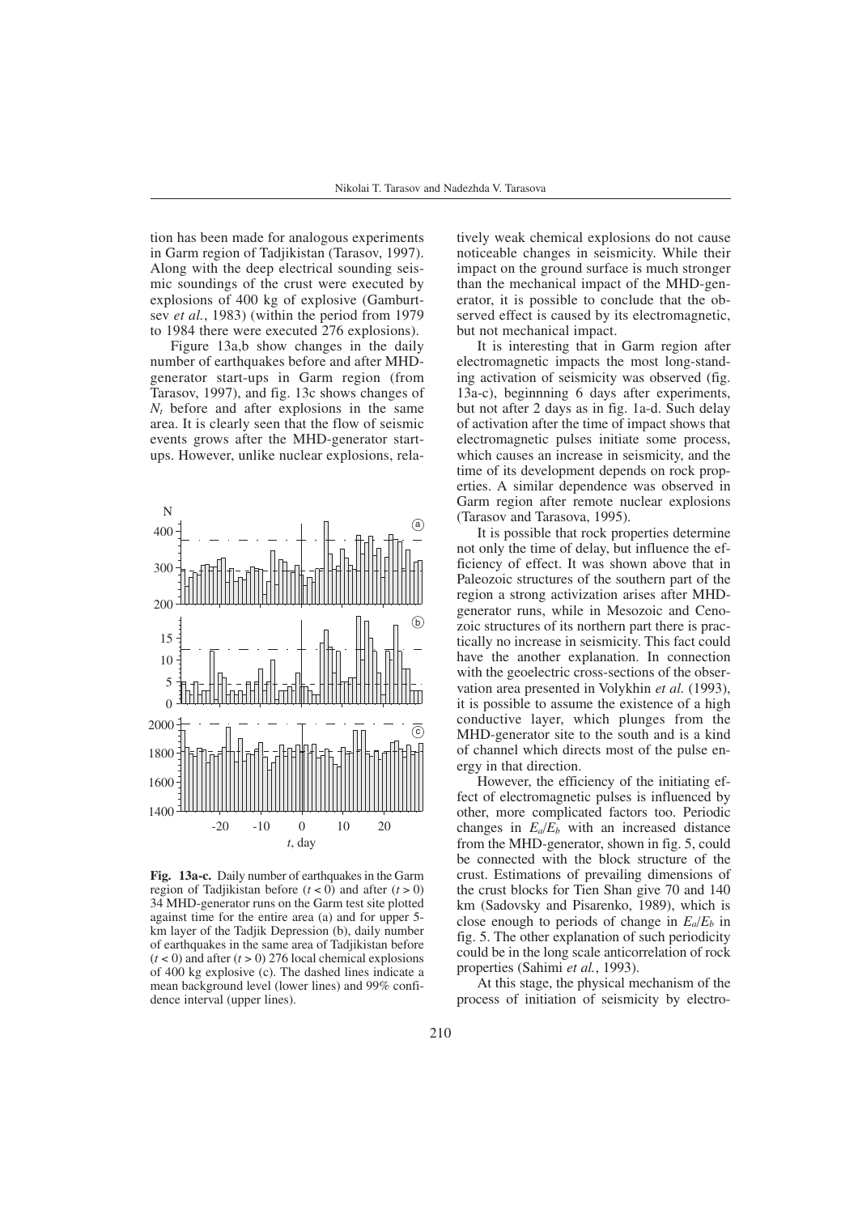tion has been made for analogous experiments in Garm region of Tadjikistan (Tarasov, 1997). Along with the deep electrical sounding seismic soundings of the crust were executed by explosions of 400 kg of explosive (Gamburtsev *et al.*, 1983) (within the period from 1979 to 1984 there were executed 276 explosions).

Figure 13a,b show changes in the daily number of earthquakes before and after MHD-generator start-ups in Garm region (from Tarasov, 1997), and fig. 13c shows changes of $N_t$ before and after explosions in the same area. It is clearly seen that the flow of seismic events grows after the MHD-generator start-ups. However, unlike nuclear explosions, relatively weak chemical explosions do not cause noticeable changes in seismicity. While their impact on the ground surface is much stronger than the mechanical impact of the MHD-generator, it is possible to conclude that the observed effect is caused by its electromagnetic, but not mechanical impact.

**Fig. 13a-c.** Daily number of earthquakes in the Garm region of Tadjikistan before ($t < 0$) and after ($t > 0$) 34 MHD-generator runs on the Garm test site plotted against time for the entire area (a) and for upper 5-km layer of the Tadjik Depression (b), daily number of earthquakes in the same area of Tadjikistan before ($t < 0$) and after ($t > 0$) 276 local chemical explosions of 400 kg explosive (c). The dashed lines indicate a mean background level (lower lines) and 99% confidence interval (upper lines).

It is interesting that in Garm region after electromagnetic impacts the most long-standing activation of seismicity was observed (fig. 13a-c), beginnning 6 days after experiments, but not after 2 days as in fig. 1a-d. Such delay of activation after the time of impact shows that electromagnetic pulses initiate some process, which causes an increase in seismicity, and the time of its development depends on rock properties. A similar dependence was observed in Garm region after remote nuclear explosions (Tarasov and Tarasova, 1995).

It is possible that rock properties determine not only the time of delay, but influence the efficiency of effect. It was shown above that in Paleozoic structures of the southern part of the region a strong activization arises after MHD-generator runs, while in Mesozoic and Cenozoic structures of its northern part there is practically no increase in seismicity. This fact could have the another explanation. In connection with the geoelectric cross-sections of the observation area presented in Volykhin *et al.* (1993), it is possible to assume the existence of a high conductive layer, which plunges from the MHD-generator site to the south and is a kind of channel which directs most of the pulse energy in that direction.

However, the efficiency of the initiating effect of electromagnetic pulses is influenced by other, more complicated factors too. Periodic changes in $E_a/E_b$ with an increased distance from the MHD-generator, shown in fig. 5, could be connected with the block structure of the crust. Estimations of prevailing dimensions of the crust blocks for Tien Shan give 70 and 140 km (Sadovsky and Pisarenko, 1989), which is close enough to periods of change in $E_a/E_b$ in fig. 5. The other explanation of such periodicity could be in the long scale anticorrelation of rock properties (Sahimi *et al.*, 1993).

At this stage, the physical mechanism of the process of initiation of seismicity by electro-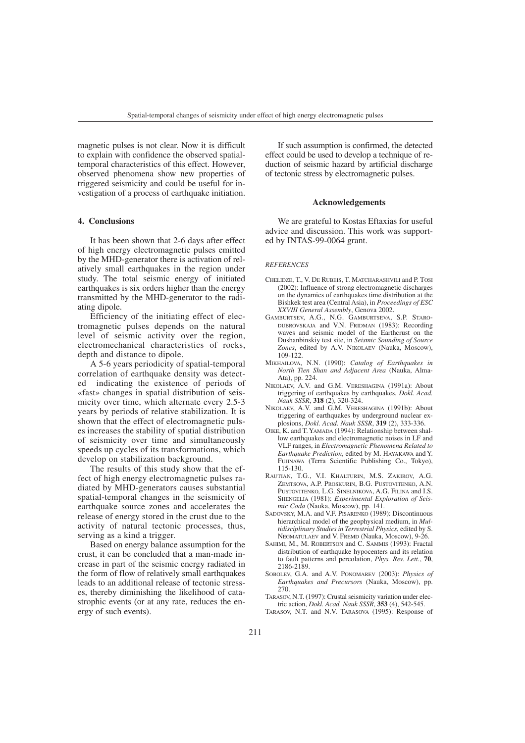magnetic pulses is not clear. Now it is difficult to explain with confidence the observed spatial-temporal characteristics of this effect. However, observed phenomena show new properties of triggered seismicity and could be useful for investigation of a process of earthquake initiation.

## 4. Conclusions

It has been shown that 2-6 days after effect of high energy electromagnetic pulses emitted by the MHD-generator there is activation of relatively small earthquakes in the region under study. The total seismic energy of initiated earthquakes is six orders higher than the energy transmitted by the MHD-generator to the radiating dipole.

Efficiency of the initiating effect of electromagnetic pulses depends on the natural level of seismic activity over the region, electromechanical characteristics of rocks, depth and distance to dipole.

A 5-6 years periodicity of spatial-temporal correlation of earthquake density was detected indicating the existence of periods of «fast» changes in spatial distribution of seismicity over time, which alternate every 2.5-3 years by periods of relative stabilization. It is shown that the effect of electromagnetic pulses increases the stability of spatial distribution of seismicity over time and simultaneously speeds up cycles of its transformations, which develop on stabilization background.

The results of this study show that the effect of high energy electromagnetic pulses radiated by MHD-generators causes substantial spatial-temporal changes in the seismicity of earthquake source zones and accelerates the release of energy stored in the crust due to the activity of natural tectonic processes, thus, serving as a kind a trigger.

Based on energy balance assumption for the crust, it can be concluded that a man-made increase in part of the seismic energy radiated in the form of flow of relatively small earthquakes leads to an additional release of tectonic stresses, thereby diminishing the likelihood of catastrophic events (or at any rate, reduces the energy of such events).

If such assumption is confirmed, the detected effect could be used to develop a technique of reduction of seismic hazard by artificial discharge of tectonic stress by electromagnetic pulses.

## Acknowledgements

We are grateful to Kostas Eftaxias for useful advice and discussion. This work was supported by INTAS-99-0064 grant.

### *REFERENCES*

- CHELIDZE, T., V. DE RUBEIS, T. MATCHARASHVILI and P. TOSI (2002): Influence of strong electromagnetic discharges on the dynamics of earthquakes time distribution at the Bishkek test area (Central Asia), in *Proceedings of ESC XXVIII General Assembly*, Genova 2002.
- GAMBURTSEV, A.G., N.G. GAMBURTSEVA, S.P. STARODUBROVSKAJA and V.N. FRIDMAN (1983): Recording waves and seismic model of the Earthcrust on the Dushanbinskiy test site, in *Seismic Sounding of Source Zones*, edited by A.V. NIKOLAEV (Nauka, Moscow), 109-122.
- MIKHAILOVA, N.N. (1990): *Catalog of Earthquakes in North Tien Shan and Adjacent Area* (Nauka, Alma-Ata), pp. 224.
- NIKOLAEV, A.V. and G.M. VERESHAGINA (1991a): About triggering of earthquakes by earthquakes, *Dokl. Acad. Nauk SSSR*, **318** (2), 320-324.
- NIKOLAEV, A.V. and G.M. VERESHAGINA (1991b): About triggering of earthquakes by underground nuclear explosions, *Dokl. Acad. Nauk SSSR*, **319** (2), 333-336.
- OIKE, K. and T. YAMADA (1994): Relationship between shallow earthquakes and electromagnetic noises in LF and VLF ranges, in *Electromagnetic Phenomena Related to Earthquake Prediction*, edited by M. HAYAKAWA and Y. FUJINAWA (Terra Scientific Publishing Co., Tokyo), 115-130.
- RAUTIAN, T.G., V.I. KHALTURIN, M.S. ZAKIROV, A.G. ZEMTSOVA, A.P. PROSKURIN, B.G. PUSTOVITENKO, A.N. PUSTOVITENKO, L.G. SINELNIKOVA, A.G. FILINA and I.S. SHENGELIA (1981): *Experimental Exploration of Seismic Coda* (Nauka, Moscow), pp. 141.
- SADOVSKY, M.A. and V.F. PISARENKO (1989): Discontinuous hierarchical model of the geophysical medium, in *Multidisciplinary Studies in Terrestrial Physics*, edited by S. NEGMATULAEV and V. FREMD (Nauka, Moscow), 9-26.
- SAHIMI, M., M. ROBERTSON and C. SAMMIS (1993): Fractal distribution of earthquake hypocenters and its relation to fault patterns and percolation, *Phys. Rev. Lett.*, **70**, 2186-2189.
- SOBOLEV, G.A. and A.V. PONOMAREV (2003): *Physics of Earthquakes and Precursors* (Nauka, Moscow), pp. 270.
- TARASOV, N.T. (1997): Crustal seismicity variation under electric action, *Dokl. Acad. Nauk SSSR*, **353** (4), 542-545.
- TARASOV, N.T. and N.V. TARASOVA (1995): Response of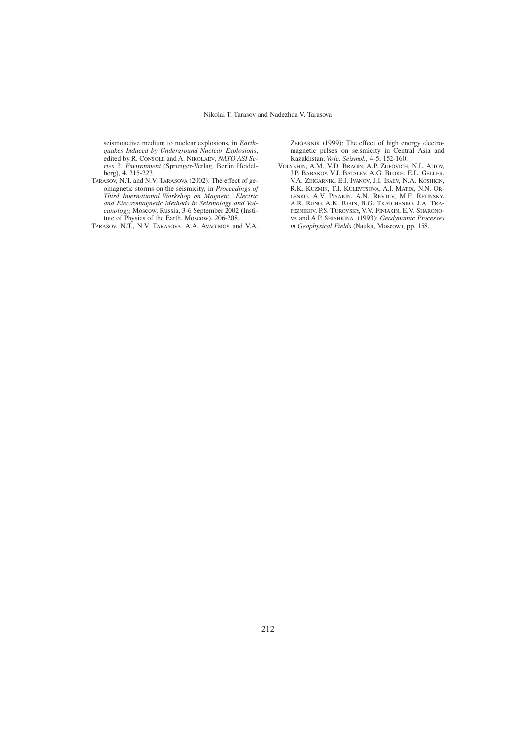seismoactive medium to nuclear explosions, in *Earthquakes Induced by Underground Nuclear Explosions*, edited by R. Console and A. Nikolaev, *NATO ASI Series 2. Environment* (Sprunger-Verlag, Berlin Heidelberg), **4**, 215-223.

Tarasov, N.T. and N.V. Tarasova (2002): The effect of geomagnetic storms on the seismicity, in *Proceedings of Third International Workshop on Magnetic, Electric and Electromagnetic Methods in Seismology and Volcanology,* Moscow, Russia, 3-6 September 2002 (Institute of Physics of the Earth, Moscow), 206-208.

Tarasov, N.T., N.V. Tarasova, A.A. Avagimov and V.A. Zeigarnik (1999): The effect of high energy electromagnetic pulses on seismicity in Central Asia and Kazakhstan, *Volc. Seismol.*, 4-5, 152-160.

Volykhin, A.M., V.D. Bragin, A.P. Zubovich, N.L. Aitov, J.P. Babakov, V.J. Batalev, A.G. Blokh, E.L. Geller, V.A. Zeigarnik, E.I. Ivanov, J.I. Isaev, N.A. Koshkin, R.K. Kuzmin, T.I. Kulevtsova, A.I. Matix, N.N. Orlenko, A.V. Pisakin, A.N. Revtov, M.F. Retinsky, A.R. Rung, A.K. Ribin, B.G. Tkatchenko, J.A. Trapeznikov, P.S. Turovsky, V.V. Finiakin, E.V. Sharonova and A.P. Shishkina (1993): *Geodynamic Processes in Geophysical Fields* (Nauka, Moscow), pp. 158.